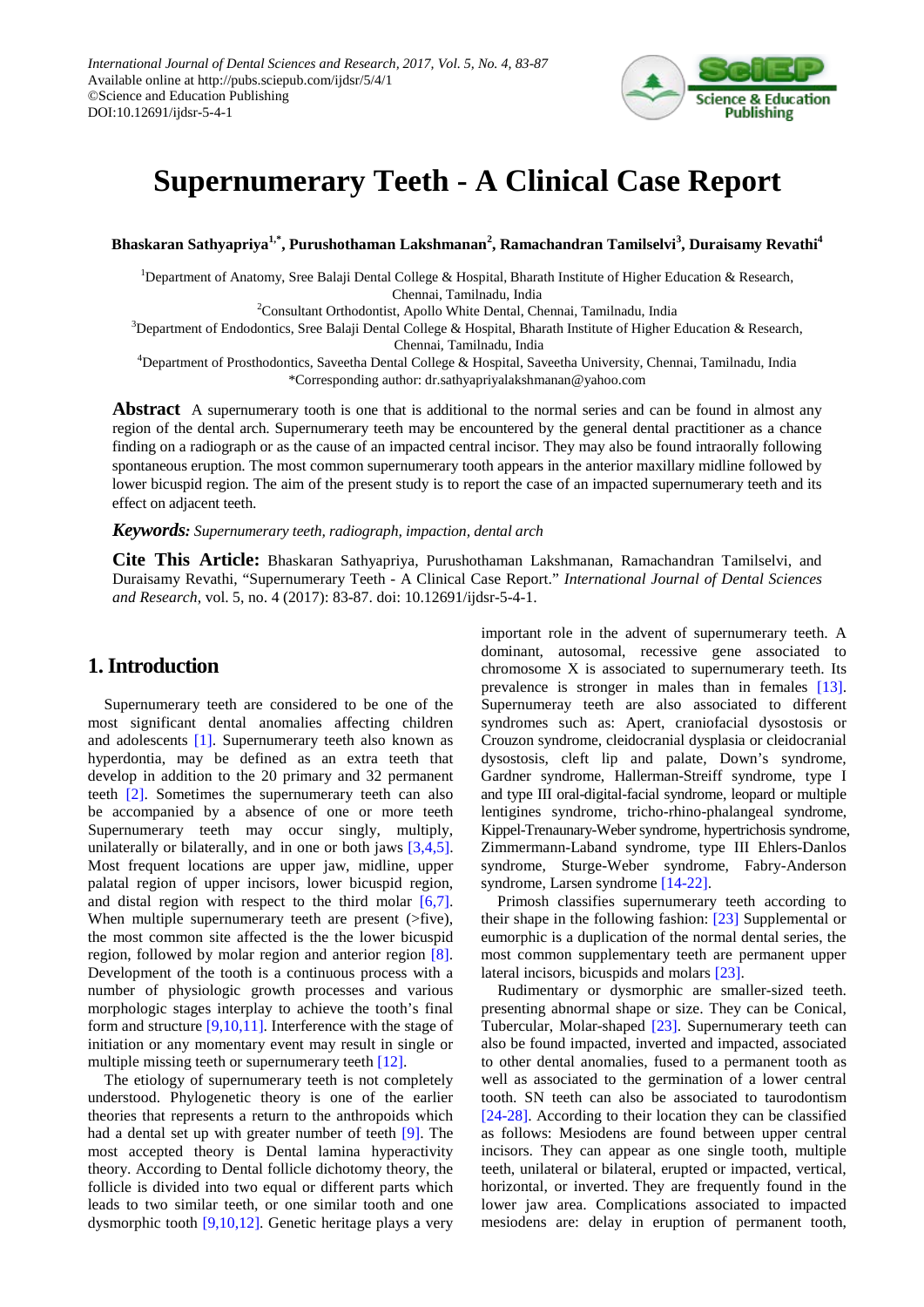# Supernumerary Teeth - A Clinical Case Report

**Bhaskaran Sathyapriya[1,*], Purushothaman Lakshmanan[2], Ramachandran Tamilselvi[3], Duraisamy Revathi[4]**

[1]Department of Anatomy, Sree Balaji Dental College & Hospital, Bharath Institute of Higher Education & Research, Chennai, Tamilnadu, India
[2]Consultant Orthodontist, Apollo White Dental, Chennai, Tamilnadu, India
[3]Department of Endodontics, Sree Balaji Dental College & Hospital, Bharath Institute of Higher Education & Research, Chennai, Tamilnadu, India
[4]Department of Prosthodontics, Saveetha Dental College & Hospital, Saveetha University, Chennai, Tamilnadu, India
*Corresponding author: dr.sathyapriyalakshmanan@yahoo.com

**Abstract** A supernumerary tooth is one that is additional to the normal series and can be found in almost any region of the dental arch. Supernumerary teeth may be encountered by the general dental practitioner as a chance finding on a radiograph or as the cause of an impacted central incisor. They may also be found intraorally following spontaneous eruption. The most common supernumerary tooth appears in the anterior maxillary midline followed by lower bicuspid region. The aim of the present study is to report the case of an impacted supernumerary teeth and its effect on adjacent teeth.

***Keywords:*** *Supernumerary teeth, radiograph, impaction, dental arch*

**Cite This Article:** Bhaskaran Sathyapriya, Purushothaman Lakshmanan, Ramachandran Tamilselvi, and Duraisamy Revathi, "Supernumerary Teeth - A Clinical Case Report." *International Journal of Dental Sciences and Research*, vol. 5, no. 4 (2017): 83-87. doi: 10.12691/ijdsr-5-4-1.

## 1. Introduction

Supernumerary teeth are considered to be one of the most significant dental anomalies affecting children and adolescents [1]. Supernumerary teeth also known as hyperdontia, may be defined as an extra teeth that develop in addition to the 20 primary and 32 permanent teeth [2]. Sometimes the supernumerary teeth can also be accompanied by a absence of one or more teeth Supernumerary teeth may occur singly, multiply, unilaterally or bilaterally, and in one or both jaws [3,4,5]. Most frequent locations are upper jaw, midline, upper palatal region of upper incisors, lower bicuspid region, and distal region with respect to the third molar [6,7]. When multiple supernumerary teeth are present (>five), the most common site affected is the the lower bicuspid region, followed by molar region and anterior region [8]. Development of the tooth is a continuous process with a number of physiologic growth processes and various morphologic stages interplay to achieve the tooth's final form and structure [9,10,11]. Interference with the stage of initiation or any momentary event may result in single or multiple missing teeth or supernumerary teeth [12].

The etiology of supernumerary teeth is not completely understood. Phylogenetic theory is one of the earlier theories that represents a return to the anthropoids which had a dental set up with greater number of teeth [9]. The most accepted theory is Dental lamina hyperactivity theory. According to Dental follicle dichotomy theory, the follicle is divided into two equal or different parts which leads to two similar teeth, or one similar tooth and one dysmorphic tooth [9,10,12]. Genetic heritage plays a very important role in the advent of supernumerary teeth. A dominant, autosomal, recessive gene associated to chromosome X is associated to supernumerary teeth. Its prevalence is stronger in males than in females [13]. Supernumeray teeth are also associated to different syndromes such as: Apert, craniofacial dysostosis or Crouzon syndrome, cleidocranial dysplasia or cleidocranial dysostosis, cleft lip and palate, Down's syndrome, Gardner syndrome, Hallerman-Streiff syndrome, type I and type III oral-digital-facial syndrome, leopard or multiple lentigines syndrome, tricho-rhino-phalangeal syndrome, Kippel-Trenaunary-Weber syndrome, hypertrichosis syndrome, Zimmermann-Laband syndrome, type III Ehlers-Danlos syndrome, Sturge-Weber syndrome, Fabry-Anderson syndrome, Larsen syndrome [14-22].

Primosh classifies supernumerary teeth according to their shape in the following fashion: [23] Supplemental or eumorphic is a duplication of the normal dental series, the most common supplementary teeth are permanent upper lateral incisors, bicuspids and molars [23].

Rudimentary or dysmorphic are smaller-sized teeth. presenting abnormal shape or size. They can be Conical, Tubercular, Molar-shaped [23]. Supernumerary teeth can also be found impacted, inverted and impacted, associated to other dental anomalies, fused to a permanent tooth as well as associated to the germination of a lower central tooth. SN teeth can also be associated to taurodontism [24-28]. According to their location they can be classified as follows: Mesiodens are found between upper central incisors. They can appear as one single tooth, multiple teeth, unilateral or bilateral, erupted or impacted, vertical, horizontal, or inverted. They are frequently found in the lower jaw area. Complications associated to impacted mesiodens are: delay in eruption of permanent tooth,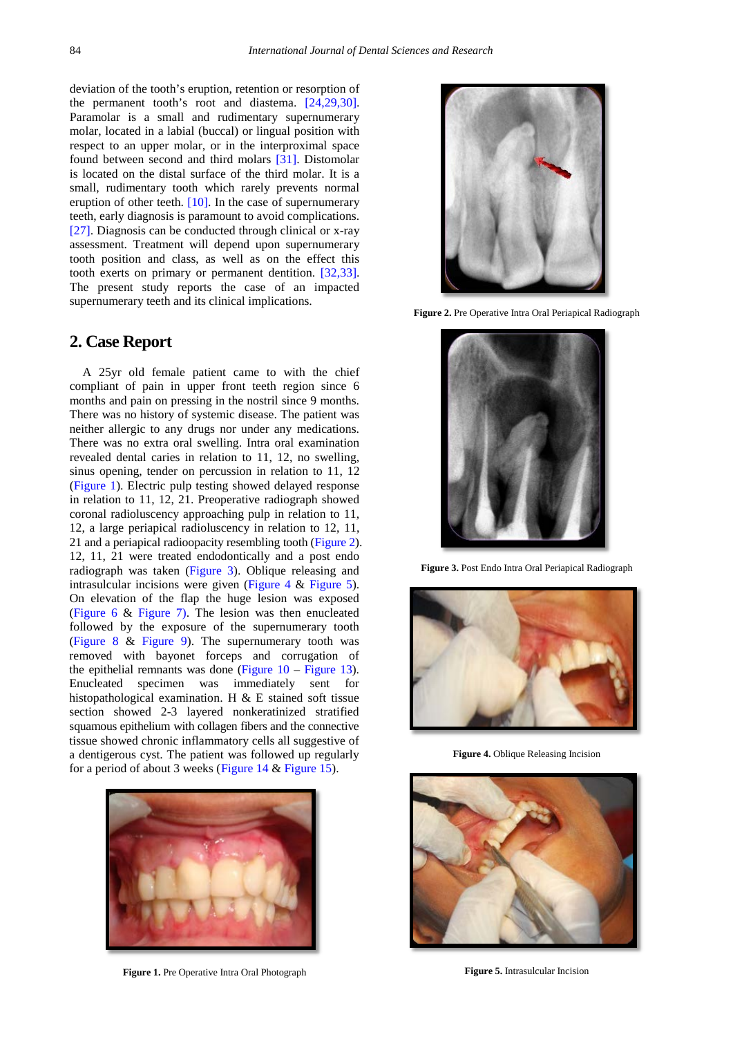deviation of the tooth's eruption, retention or resorption of the permanent tooth's root and diastema. [24,29,30]. Paramolar is a small and rudimentary supernumerary molar, located in a labial (buccal) or lingual position with respect to an upper molar, or in the interproximal space found between second and third molars [31]. Distomolar is located on the distal surface of the third molar. It is a small, rudimentary tooth which rarely prevents normal eruption of other teeth. [10]. In the case of supernumerary teeth, early diagnosis is paramount to avoid complications. [27]. Diagnosis can be conducted through clinical or x-ray assessment. Treatment will depend upon supernumerary tooth position and class, as well as on the effect this tooth exerts on primary or permanent dentition. [32,33]. The present study reports the case of an impacted supernumerary teeth and its clinical implications.

## 2. Case Report

A 25yr old female patient came to with the chief compliant of pain in upper front teeth region since 6 months and pain on pressing in the nostril since 9 months. There was no history of systemic disease. The patient was neither allergic to any drugs nor under any medications. There was no extra oral swelling. Intra oral examination revealed dental caries in relation to 11, 12, no swelling, sinus opening, tender on percussion in relation to 11, 12 (Figure 1). Electric pulp testing showed delayed response in relation to 11, 12, 21. Preoperative radiograph showed coronal radioluscency approaching pulp in relation to 11, 12, a large periapical radioluscency in relation to 12, 11, 21 and a periapical radioopacity resembling tooth (Figure 2). 12, 11, 21 were treated endodontically and a post endo radiograph was taken (Figure 3). Oblique releasing and intrasulcular incisions were given (Figure 4 & Figure 5). On elevation of the flap the huge lesion was exposed (Figure 6 & Figure 7). The lesion was then enucleated followed by the exposure of the supernumerary tooth (Figure 8 & Figure 9). The supernumerary tooth was removed with bayonet forceps and corrugation of the epithelial remnants was done (Figure 10 – Figure 13). Enucleated specimen was immediately sent for histopathological examination. H & E stained soft tissue section showed 2-3 layered nonkeratinized stratified squamous epithelium with collagen fibers and the connective tissue showed chronic inflammatory cells all suggestive of a dentigerous cyst. The patient was followed up regularly for a period of about 3 weeks (Figure 14 & Figure 15).

**Figure 1.** Pre Operative Intra Oral Photograph

**Figure 2.** Pre Operative Intra Oral Periapical Radiograph

**Figure 3.** Post Endo Intra Oral Periapical Radiograph

**Figure 4.** Oblique Releasing Incision

**Figure 5.** Intrasulcular Incision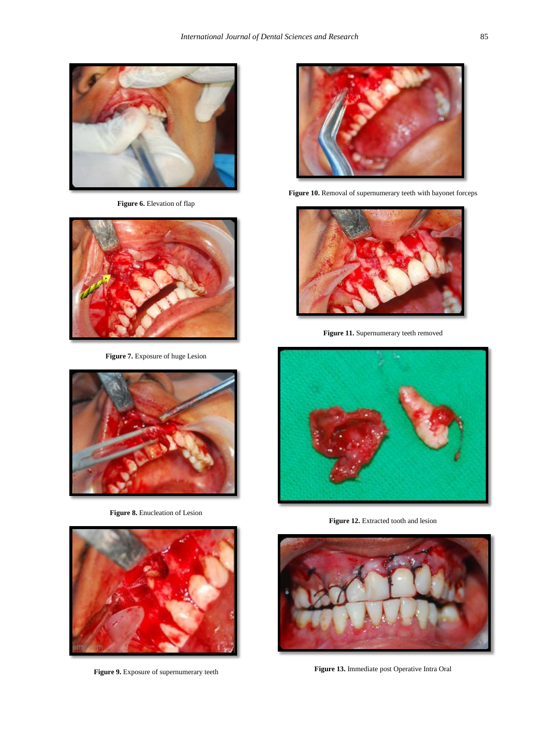**Figure 6.** Elevation of flap

**Figure 7.** Exposure of huge Lesion

**Figure 8.** Enucleation of Lesion

**Figure 9.** Exposure of supernumerary teeth

**Figure 10.** Removal of supernumerary teeth with bayonet forceps

**Figure 11.** Supernumerary teeth removed

**Figure 12.** Extracted tooth and lesion

**Figure 13.** Immediate post Operative Intra Oral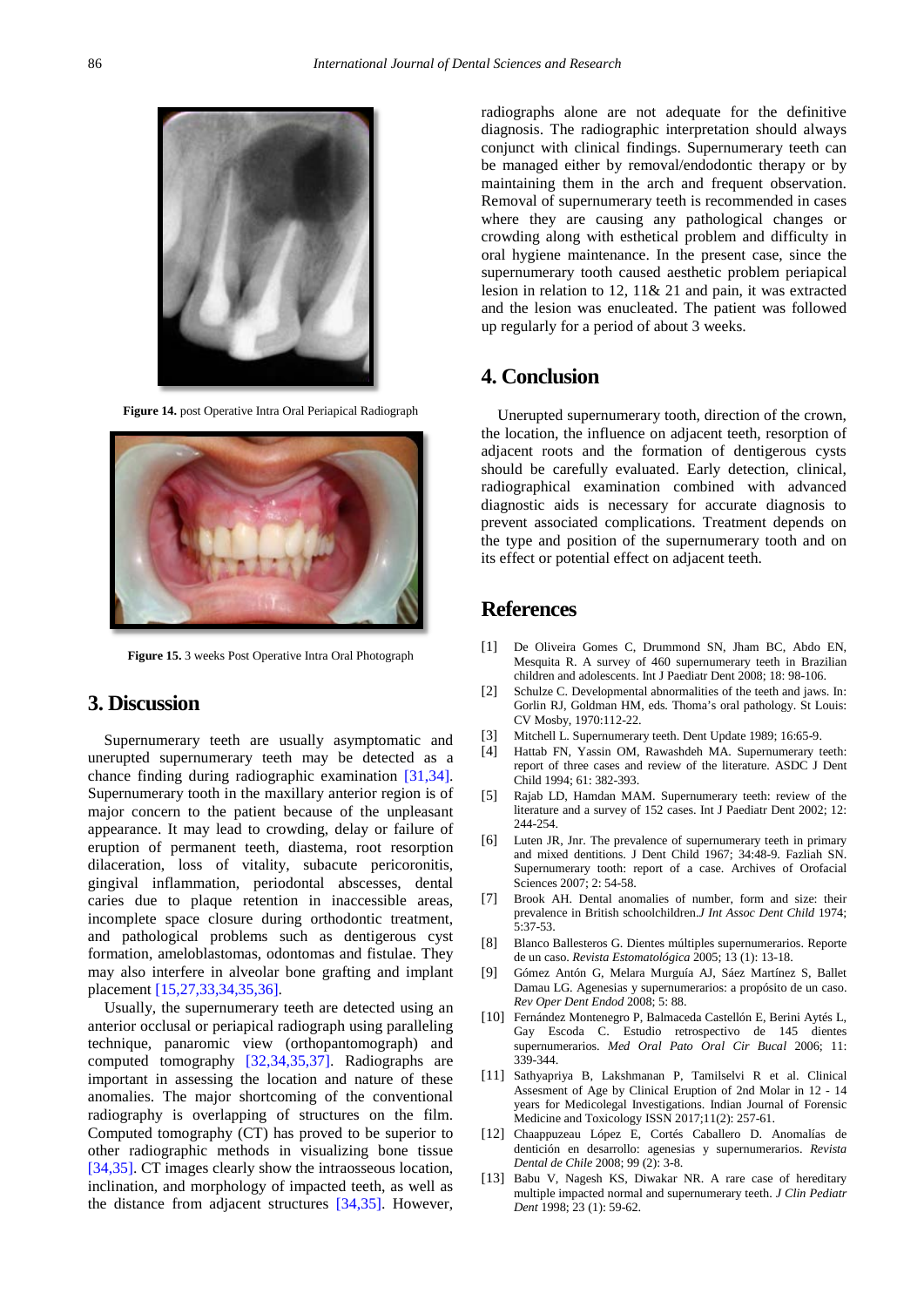Figure 14. post Operative Intra Oral Periapical Radiograph

Figure 15. 3 weeks Post Operative Intra Oral Photograph

## 3. Discussion

Supernumerary teeth are usually asymptomatic and unerupted supernumerary teeth may be detected as a chance finding during radiographic examination [31,34]. Supernumerary tooth in the maxillary anterior region is of major concern to the patient because of the unpleasant appearance. It may lead to crowding, delay or failure of eruption of permanent teeth, diastema, root resorption dilaceration, loss of vitality, subacute pericoronitis, gingival inflammation, periodontal abscesses, dental caries due to plaque retention in inaccessible areas, incomplete space closure during orthodontic treatment, and pathological problems such as dentigerous cyst formation, ameloblastomas, odontomas and fistulae. They may also interfere in alveolar bone grafting and implant placement [15,27,33,34,35,36].

Usually, the supernumerary teeth are detected using an anterior occlusal or periapical radiograph using paralleling technique, panaromic view (orthopantomograph) and computed tomography [32,34,35,37]. Radiographs are important in assessing the location and nature of these anomalies. The major shortcoming of the conventional radiography is overlapping of structures on the film. Computed tomography (CT) has proved to be superior to other radiographic methods in visualizing bone tissue [34,35]. CT images clearly show the intraosseous location, inclination, and morphology of impacted teeth, as well as the distance from adjacent structures [34,35]. However, radiographs alone are not adequate for the definitive diagnosis. The radiographic interpretation should always conjunct with clinical findings. Supernumerary teeth can be managed either by removal/endodontic therapy or by maintaining them in the arch and frequent observation. Removal of supernumerary teeth is recommended in cases where they are causing any pathological changes or crowding along with esthetical problem and difficulty in oral hygiene maintenance. In the present case, since the supernumerary tooth caused aesthetic problem periapical lesion in relation to 12, 11& 21 and pain, it was extracted and the lesion was enucleated. The patient was followed up regularly for a period of about 3 weeks.

## 4. Conclusion

Unerupted supernumerary tooth, direction of the crown, the location, the influence on adjacent teeth, resorption of adjacent roots and the formation of dentigerous cysts should be carefully evaluated. Early detection, clinical, radiographical examination combined with advanced diagnostic aids is necessary for accurate diagnosis to prevent associated complications. Treatment depends on the type and position of the supernumerary tooth and on its effect or potential effect on adjacent teeth.

## References

[1] De Oliveira Gomes C, Drummond SN, Jham BC, Abdo EN, Mesquita R. A survey of 460 supernumerary teeth in Brazilian children and adolescents. Int J Paediatr Dent 2008; 18: 98-106.

[2] Schulze C. Developmental abnormalities of the teeth and jaws. In: Gorlin RJ, Goldman HM, eds. Thoma's oral pathology. St Louis: CV Mosby, 1970:112-22.

[3] Mitchell L. Supernumerary teeth. Dent Update 1989; 16:65-9.

[4] Hattab FN, Yassin OM, Rawashdeh MA. Supernumerary teeth: report of three cases and review of the literature. ASDC J Dent Child 1994; 61: 382-393.

[5] Rajab LD, Hamdan MAM. Supernumerary teeth: review of the literature and a survey of 152 cases. Int J Paediatr Dent 2002; 12: 244-254.

[6] Luten JR, Jnr. The prevalence of supernumerary teeth in primary and mixed dentitions. J Dent Child 1967; 34:48-9. Fazliah SN. Supernumerary tooth: report of a case. Archives of Orofacial Sciences 2007; 2: 54-58.

[7] Brook AH. Dental anomalies of number, form and size: their prevalence in British schoolchildren.*J Int Assoc Dent Child* 1974; 5:37-53.

[8] Blanco Ballesteros G. Dientes múltiples supernumerarios. Reporte de un caso. *Revista Estomatológica* 2005; 13 (1): 13-18.

[9] Gómez Antón G, Melara Murguía AJ, Sáez Martínez S, Ballet Damau LG. Agenesias y supernumerarios: a propósito de un caso. *Rev Oper Dent Endod* 2008; 5: 88.

[10] Fernández Montenegro P, Balmaceda Castellón E, Berini Aytés L, Gay Escoda C. Estudio retrospectivo de 145 dientes supernumerarios. *Med Oral Pato Oral Cir Bucal* 2006; 11: 339-344.

[11] Sathyapriya B, Lakshmanan P, Tamilselvi R et al. Clinical Assesment of Age by Clinical Eruption of 2nd Molar in 12 - 14 years for Medicolegal Investigations. Indian Journal of Forensic Medicine and Toxicology ISSN 2017;11(2): 257-61.

[12] Chaappuzeau López E, Cortés Caballero D. Anomalías de dentición en desarrollo: agenesias y supernumerarios. *Revista Dental de Chile* 2008; 99 (2): 3-8.

[13] Babu V, Nagesh KS, Diwakar NR. A rare case of hereditary multiple impacted normal and supernumerary teeth. *J Clin Pediatr Dent* 1998; 23 (1): 59-62.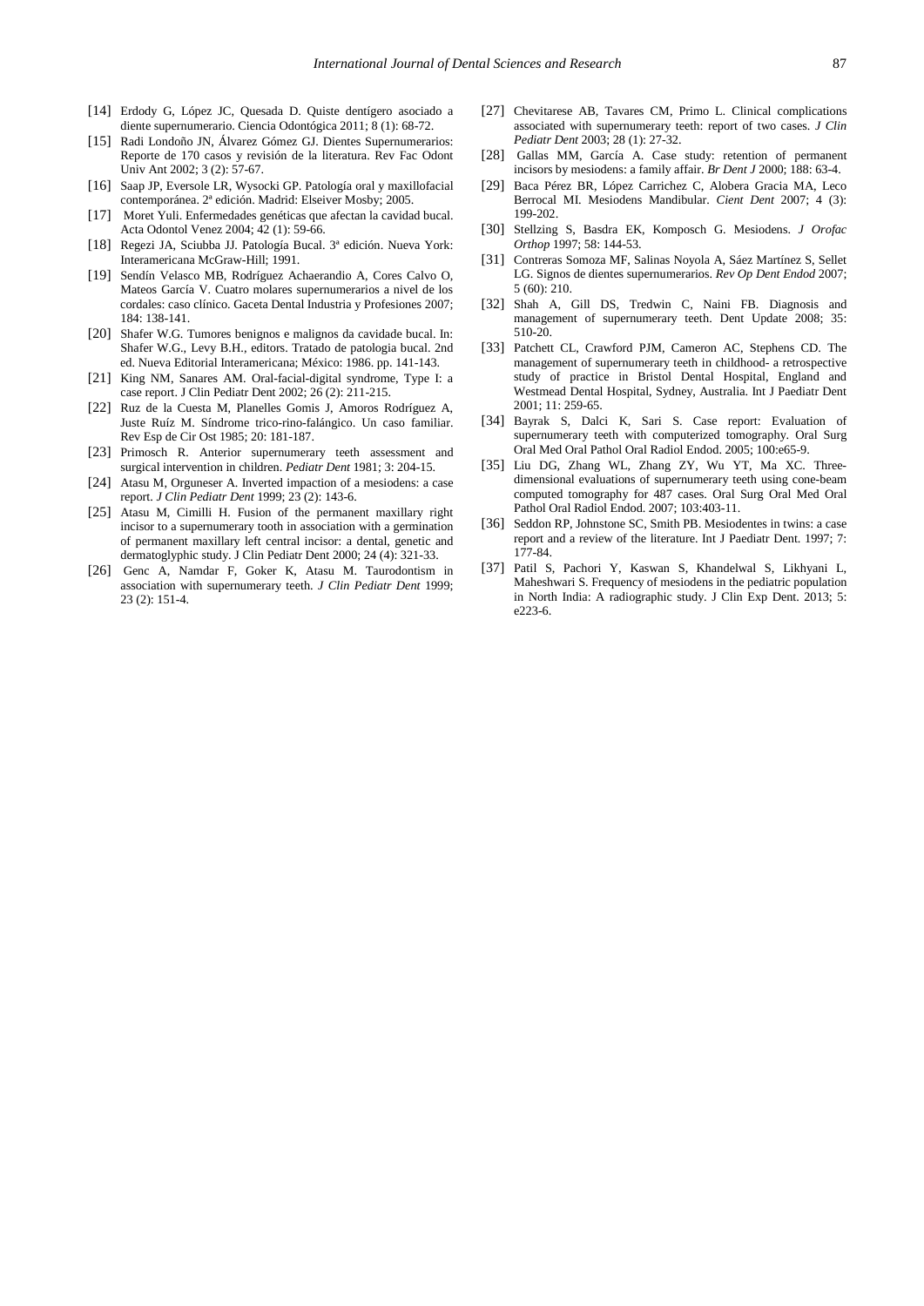[14] Erdody G, López JC, Quesada D. Quiste dentígero asociado a diente supernumerario. Ciencia Odontógica 2011; 8 (1): 68-72.

[15] Radi Londoño JN, Álvarez Gómez GJ. Dientes Supernumerarios: Reporte de 170 casos y revisión de la literatura. Rev Fac Odont Univ Ant 2002; 3 (2): 57-67.

[16] Saap JP, Eversole LR, Wysocki GP. Patología oral y maxillofacial contemporánea. 2ª edición. Madrid: Elseiver Mosby; 2005.

[17] Moret Yuli. Enfermedades genéticas que afectan la cavidad bucal. Acta Odontol Venez 2004; 42 (1): 59-66.

[18] Regezi JA, Sciubba JJ. Patología Bucal. 3ª edición. Nueva York: Interamericana McGraw-Hill; 1991.

[19] Sendín Velasco MB, Rodríguez Achaerandio A, Cores Calvo O, Mateos García V. Cuatro molares supernumerarios a nivel de los cordales: caso clínico. Gaceta Dental Industria y Profesiones 2007; 184: 138-141.

[20] Shafer W.G. Tumores benignos e malignos da cavidade bucal. In: Shafer W.G., Levy B.H., editors. Tratado de patologia bucal. 2nd ed. Nueva Editorial Interamericana; México: 1986. pp. 141-143.

[21] King NM, Sanares AM. Oral-facial-digital syndrome, Type I: a case report. J Clin Pediatr Dent 2002; 26 (2): 211-215.

[22] Ruz de la Cuesta M, Planelles Gomis J, Amoros Rodríguez A, Juste Ruíz M. Síndrome trico-rino-falángico. Un caso familiar. Rev Esp de Cir Ost 1985; 20: 181-187.

[23] Primosch R. Anterior supernumerary teeth assessment and surgical intervention in children. *Pediatr Dent* 1981; 3: 204-15.

[24] Atasu M, Orguneser A. Inverted impaction of a mesiodens: a case report. *J Clin Pediatr Dent* 1999; 23 (2): 143-6.

[25] Atasu M, Cimilli H. Fusion of the permanent maxillary right incisor to a supernumerary tooth in association with a germination of permanent maxillary left central incisor: a dental, genetic and dermatoglyphic study. J Clin Pediatr Dent 2000; 24 (4): 321-33.

[26] Genc A, Namdar F, Goker K, Atasu M. Taurodontism in association with supernumerary teeth. *J Clin Pediatr Dent* 1999; 23 (2): 151-4.

[27] Chevitarese AB, Tavares CM, Primo L. Clinical complications associated with supernumerary teeth: report of two cases. *J Clin Pediatr Dent* 2003; 28 (1): 27-32.

[28] Gallas MM, García A. Case study: retention of permanent incisors by mesiodens: a family affair. *Br Dent J* 2000; 188: 63-4.

[29] Baca Pérez BR, López Carrichez C, Alobera Gracia MA, Leco Berrocal MI. Mesiodens Mandibular. *Cient Dent* 2007; 4 (3): 199-202.

[30] Stellzing S, Basdra EK, Komposch G. Mesiodens. *J Orofac Orthop* 1997; 58: 144-53.

[31] Contreras Somoza MF, Salinas Noyola A, Sáez Martínez S, Sellet LG. Signos de dientes supernumerarios. *Rev Op Dent Endod* 2007; 5 (60): 210.

[32] Shah A, Gill DS, Tredwin C, Naini FB. Diagnosis and management of supernumerary teeth. Dent Update 2008; 35: 510-20.

[33] Patchett CL, Crawford PJM, Cameron AC, Stephens CD. The management of supernumerary teeth in childhood- a retrospective study of practice in Bristol Dental Hospital, England and Westmead Dental Hospital, Sydney, Australia. Int J Paediatr Dent 2001; 11: 259-65.

[34] Bayrak S, Dalci K, Sari S. Case report: Evaluation of supernumerary teeth with computerized tomography. Oral Surg Oral Med Oral Pathol Oral Radiol Endod. 2005; 100:e65-9.

[35] Liu DG, Zhang WL, Zhang ZY, Wu YT, Ma XC. Three-dimensional evaluations of supernumerary teeth using cone-beam computed tomography for 487 cases. Oral Surg Oral Med Oral Pathol Oral Radiol Endod. 2007; 103:403-11.

[36] Seddon RP, Johnstone SC, Smith PB. Mesiodentes in twins: a case report and a review of the literature. Int J Paediatr Dent. 1997; 7: 177-84.

[37] Patil S, Pachori Y, Kaswan S, Khandelwal S, Likhyani L, Maheshwari S. Frequency of mesiodens in the pediatric population in North India: A radiographic study. J Clin Exp Dent. 2013; 5: e223-6.